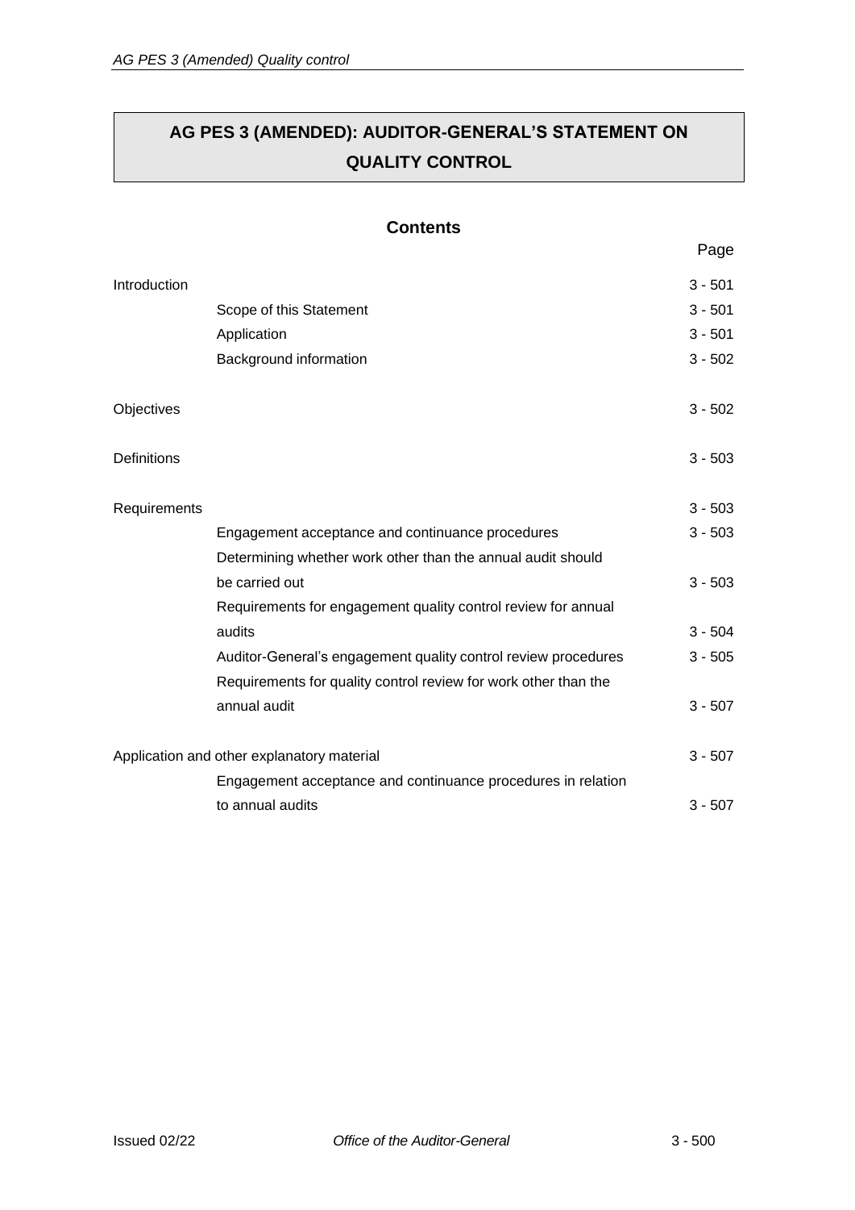# AG PES 3 (AMENDED): AUDITOR-GENERAL'S STATEMENT ON QUALITY CONTROL

## Contents

| | | Page |
|---|---|---|
| Introduction | | 3 - 501 |
| | Scope of this Statement | 3 - 501 |
| | Application | 3 - 501 |
| | Background information | 3 - 502 |
| Objectives | | 3 - 502 |
| Definitions | | 3 - 503 |
| Requirements | | 3 - 503 |
| | Engagement acceptance and continuance procedures | 3 - 503 |
| | Determining whether work other than the annual audit should be carried out | 3 - 503 |
| | Requirements for engagement quality control review for annual audits | 3 - 504 |
| | Auditor-General's engagement quality control review procedures | 3 - 505 |
| | Requirements for quality control review for work other than the annual audit | 3 - 507 |
| Application and other explanatory material | | 3 - 507 |
| | Engagement acceptance and continuance procedures in relation to annual audits | 3 - 507 |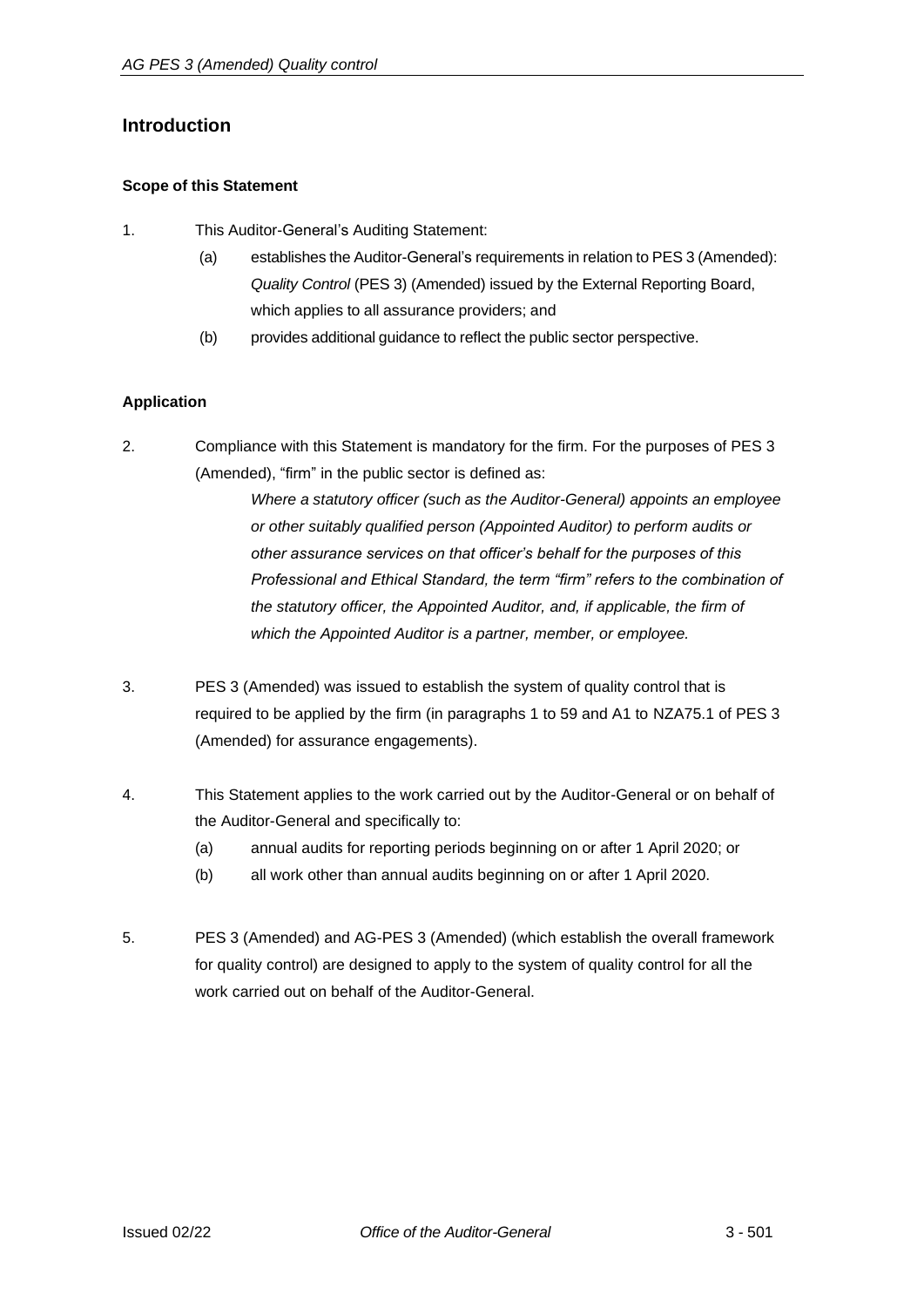## Introduction

### Scope of this Statement

1. This Auditor-General's Auditing Statement:
   (a) establishes the Auditor-General's requirements in relation to PES 3 (Amended): *Quality Control* (PES 3) (Amended) issued by the External Reporting Board, which applies to all assurance providers; and
   (b) provides additional guidance to reflect the public sector perspective.

### Application

2. Compliance with this Statement is mandatory for the firm. For the purposes of PES 3 (Amended), "firm" in the public sector is defined as:

   *Where a statutory officer (such as the Auditor-General) appoints an employee or other suitably qualified person (Appointed Auditor) to perform audits or other assurance services on that officer's behalf for the purposes of this Professional and Ethical Standard, the term "firm" refers to the combination of the statutory officer, the Appointed Auditor, and, if applicable, the firm of which the Appointed Auditor is a partner, member, or employee.*

3. PES 3 (Amended) was issued to establish the system of quality control that is required to be applied by the firm (in paragraphs 1 to 59 and A1 to NZA75.1 of PES 3 (Amended) for assurance engagements).

4. This Statement applies to the work carried out by the Auditor-General or on behalf of the Auditor-General and specifically to:
   (a) annual audits for reporting periods beginning on or after 1 April 2020; or
   (b) all work other than annual audits beginning on or after 1 April 2020.

5. PES 3 (Amended) and AG-PES 3 (Amended) (which establish the overall framework for quality control) are designed to apply to the system of quality control for all the work carried out on behalf of the Auditor-General.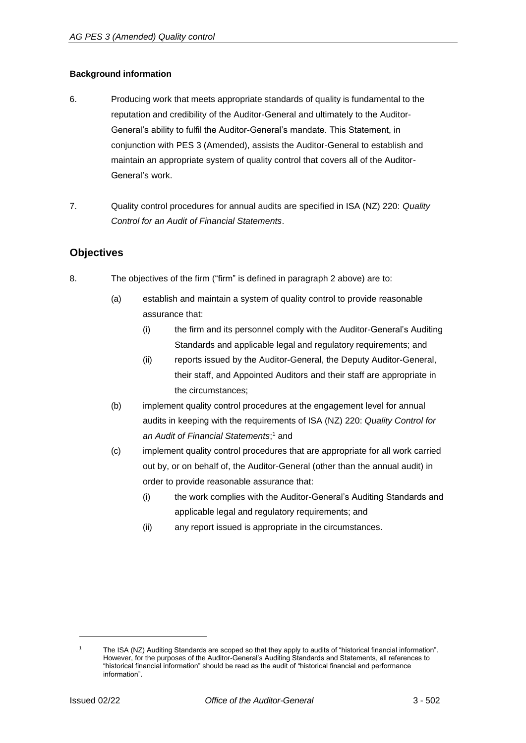**Background information**

6. Producing work that meets appropriate standards of quality is fundamental to the reputation and credibility of the Auditor-General and ultimately to the Auditor-General's ability to fulfil the Auditor-General's mandate. This Statement, in conjunction with PES 3 (Amended), assists the Auditor-General to establish and maintain an appropriate system of quality control that covers all of the Auditor-General's work.

7. Quality control procedures for annual audits are specified in ISA (NZ) 220: *Quality Control for an Audit of Financial Statements*.

## Objectives

8. The objectives of the firm ("firm" is defined in paragraph 2 above) are to:

   (a) establish and maintain a system of quality control to provide reasonable assurance that:

      (i) the firm and its personnel comply with the Auditor-General's Auditing Standards and applicable legal and regulatory requirements; and

      (ii) reports issued by the Auditor-General, the Deputy Auditor-General, their staff, and Appointed Auditors and their staff are appropriate in the circumstances;

   (b) implement quality control procedures at the engagement level for annual audits in keeping with the requirements of ISA (NZ) 220: *Quality Control for an Audit of Financial Statements*;[1] and

   (c) implement quality control procedures that are appropriate for all work carried out by, or on behalf of, the Auditor-General (other than the annual audit) in order to provide reasonable assurance that:

      (i) the work complies with the Auditor-General's Auditing Standards and applicable legal and regulatory requirements; and

      (ii) any report issued is appropriate in the circumstances.

---

[1] The ISA (NZ) Auditing Standards are scoped so that they apply to audits of "historical financial information". However, for the purposes of the Auditor-General's Auditing Standards and Statements, all references to "historical financial information" should be read as the audit of "historical financial and performance information".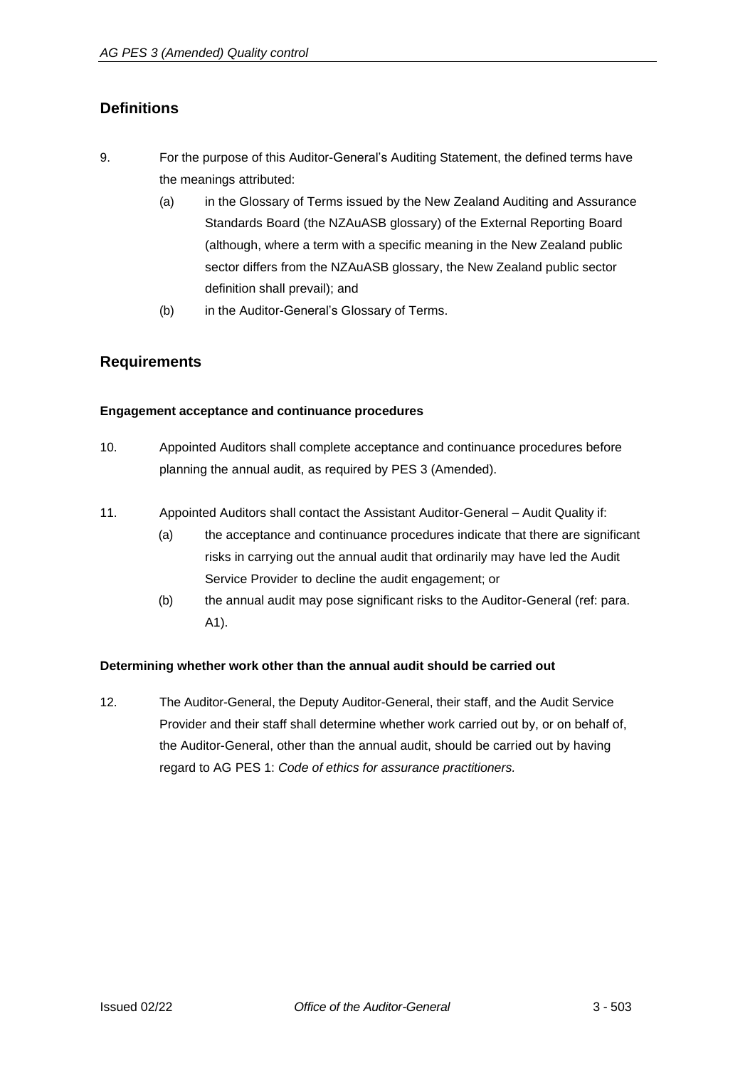## Definitions

9. For the purpose of this Auditor-General's Auditing Statement, the defined terms have the meanings attributed:
   (a) in the Glossary of Terms issued by the New Zealand Auditing and Assurance Standards Board (the NZAuASB glossary) of the External Reporting Board (although, where a term with a specific meaning in the New Zealand public sector differs from the NZAuASB glossary, the New Zealand public sector definition shall prevail); and
   (b) in the Auditor-General's Glossary of Terms.

## Requirements

**Engagement acceptance and continuance procedures**

10. Appointed Auditors shall complete acceptance and continuance procedures before planning the annual audit, as required by PES 3 (Amended).

11. Appointed Auditors shall contact the Assistant Auditor-General – Audit Quality if:
    (a) the acceptance and continuance procedures indicate that there are significant risks in carrying out the annual audit that ordinarily may have led the Audit Service Provider to decline the audit engagement; or
    (b) the annual audit may pose significant risks to the Auditor-General (ref: para. A1).

**Determining whether work other than the annual audit should be carried out**

12. The Auditor-General, the Deputy Auditor-General, their staff, and the Audit Service Provider and their staff shall determine whether work carried out by, or on behalf of, the Auditor-General, other than the annual audit, should be carried out by having regard to AG PES 1: *Code of ethics for assurance practitioners.*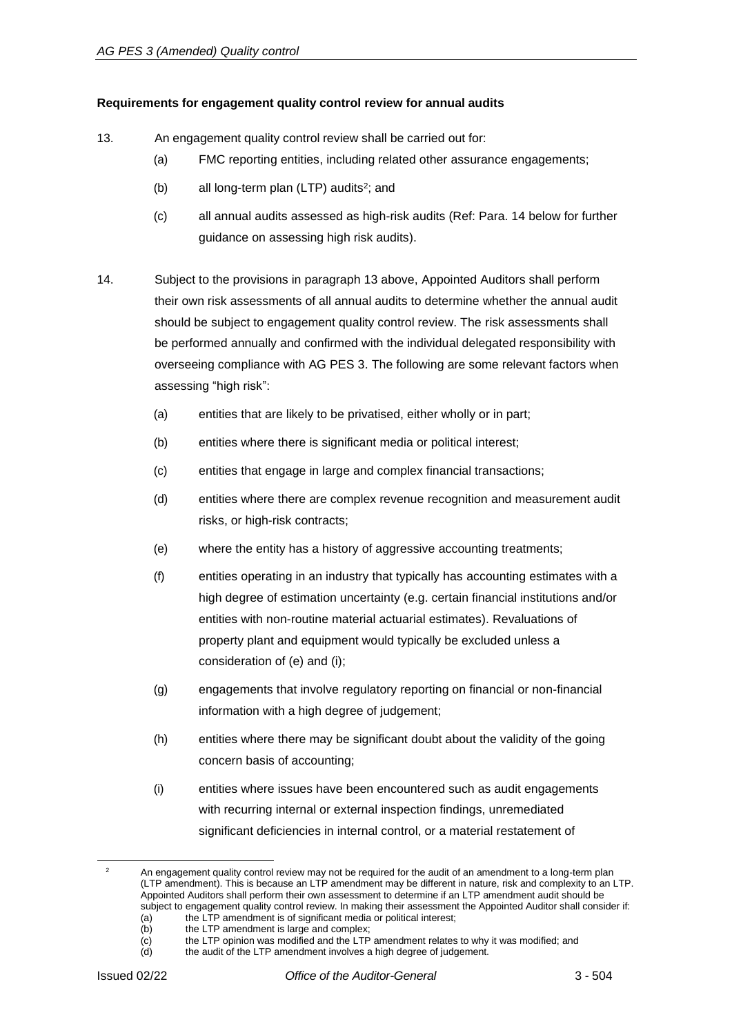**Requirements for engagement quality control review for annual audits**

13. An engagement quality control review shall be carried out for:

    (a) FMC reporting entities, including related other assurance engagements;

    (b) all long-term plan (LTP) audits[2]; and

    (c) all annual audits assessed as high-risk audits (Ref: Para. 14 below for further guidance on assessing high risk audits).

14. Subject to the provisions in paragraph 13 above, Appointed Auditors shall perform their own risk assessments of all annual audits to determine whether the annual audit should be subject to engagement quality control review. The risk assessments shall be performed annually and confirmed with the individual delegated responsibility with overseeing compliance with AG PES 3. The following are some relevant factors when assessing "high risk":

    (a) entities that are likely to be privatised, either wholly or in part;

    (b) entities where there is significant media or political interest;

    (c) entities that engage in large and complex financial transactions;

    (d) entities where there are complex revenue recognition and measurement audit risks, or high-risk contracts;

    (e) where the entity has a history of aggressive accounting treatments;

    (f) entities operating in an industry that typically has accounting estimates with a high degree of estimation uncertainty (e.g. certain financial institutions and/or entities with non-routine material actuarial estimates). Revaluations of property plant and equipment would typically be excluded unless a consideration of (e) and (i);

    (g) engagements that involve regulatory reporting on financial or non-financial information with a high degree of judgement;

    (h) entities where there may be significant doubt about the validity of the going concern basis of accounting;

    (i) entities where issues have been encountered such as audit engagements with recurring internal or external inspection findings, unremediated significant deficiencies in internal control, or a material restatement of

---

[2] An engagement quality control review may not be required for the audit of an amendment to a long-term plan (LTP amendment). This is because an LTP amendment may be different in nature, risk and complexity to an LTP. Appointed Auditors shall perform their own assessment to determine if an LTP amendment audit should be subject to engagement quality control review. In making their assessment the Appointed Auditor shall consider if:
(a) the LTP amendment is of significant media or political interest;
(b) the LTP amendment is large and complex;
(c) the LTP opinion was modified and the LTP amendment relates to why it was modified; and
(d) the audit of the LTP amendment involves a high degree of judgement.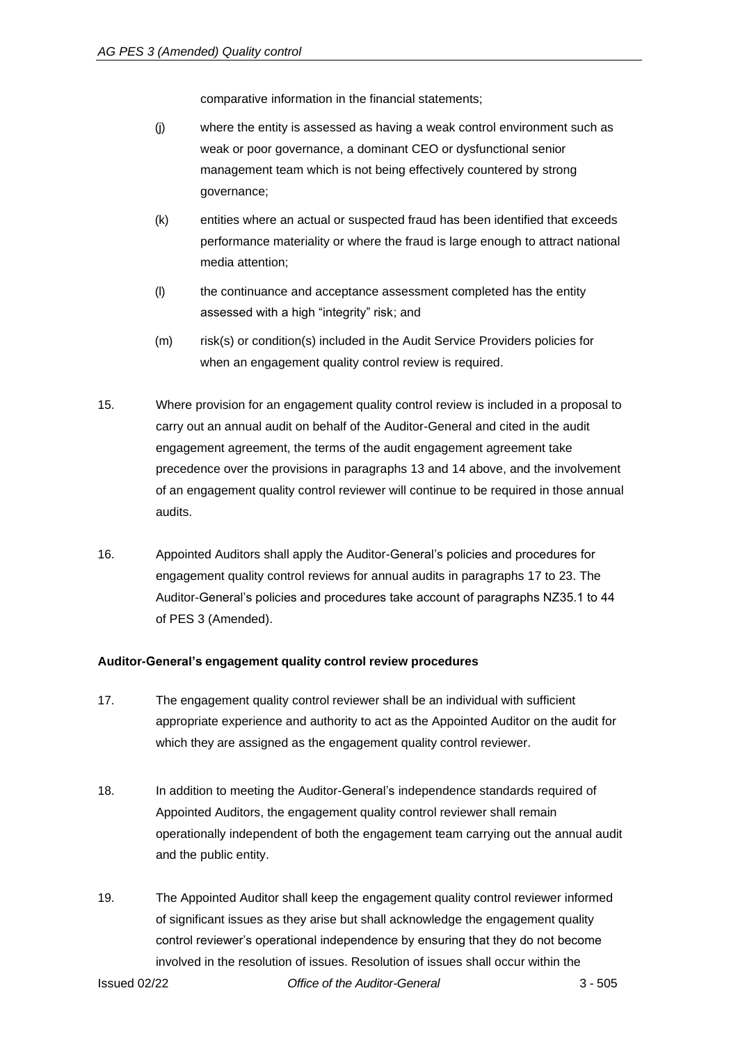comparative information in the financial statements;

(j) where the entity is assessed as having a weak control environment such as weak or poor governance, a dominant CEO or dysfunctional senior management team which is not being effectively countered by strong governance;

(k) entities where an actual or suspected fraud has been identified that exceeds performance materiality or where the fraud is large enough to attract national media attention;

(l) the continuance and acceptance assessment completed has the entity assessed with a high "integrity" risk; and

(m) risk(s) or condition(s) included in the Audit Service Providers policies for when an engagement quality control review is required.

15. Where provision for an engagement quality control review is included in a proposal to carry out an annual audit on behalf of the Auditor-General and cited in the audit engagement agreement, the terms of the audit engagement agreement take precedence over the provisions in paragraphs 13 and 14 above, and the involvement of an engagement quality control reviewer will continue to be required in those annual audits.

16. Appointed Auditors shall apply the Auditor-General's policies and procedures for engagement quality control reviews for annual audits in paragraphs 17 to 23. The Auditor-General's policies and procedures take account of paragraphs NZ35.1 to 44 of PES 3 (Amended).

**Auditor-General's engagement quality control review procedures**

17. The engagement quality control reviewer shall be an individual with sufficient appropriate experience and authority to act as the Appointed Auditor on the audit for which they are assigned as the engagement quality control reviewer.

18. In addition to meeting the Auditor-General's independence standards required of Appointed Auditors, the engagement quality control reviewer shall remain operationally independent of both the engagement team carrying out the annual audit and the public entity.

19. The Appointed Auditor shall keep the engagement quality control reviewer informed of significant issues as they arise but shall acknowledge the engagement quality control reviewer's operational independence by ensuring that they do not become involved in the resolution of issues. Resolution of issues shall occur within the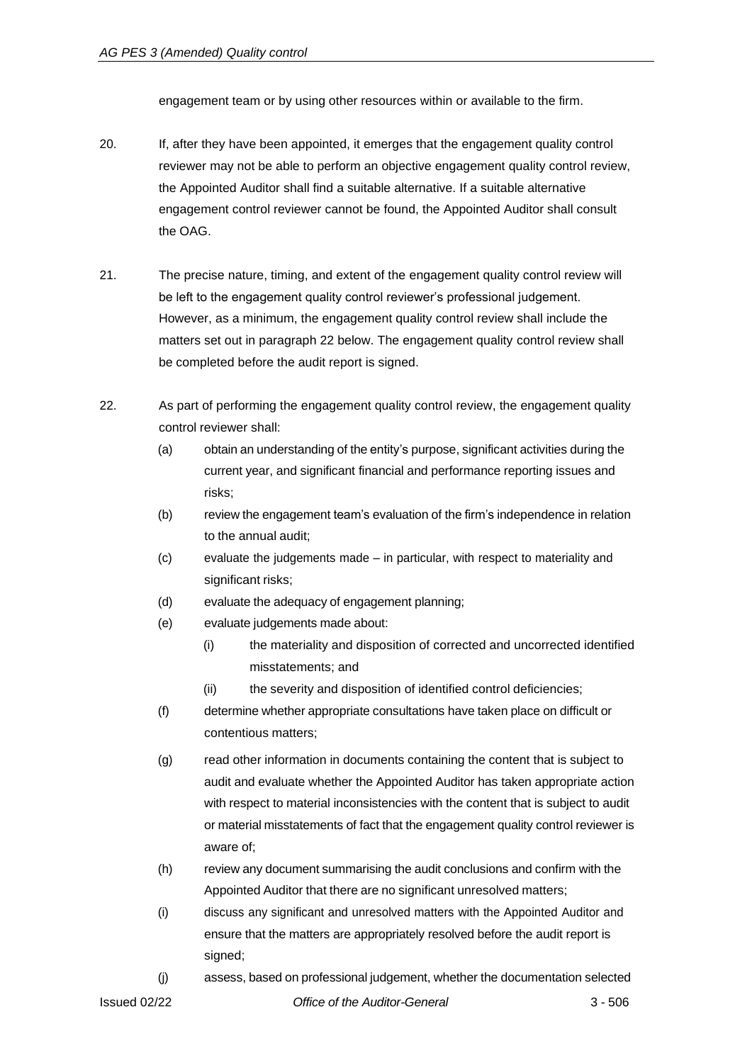engagement team or by using other resources within or available to the firm.

20. If, after they have been appointed, it emerges that the engagement quality control reviewer may not be able to perform an objective engagement quality control review, the Appointed Auditor shall find a suitable alternative. If a suitable alternative engagement control reviewer cannot be found, the Appointed Auditor shall consult the OAG.

21. The precise nature, timing, and extent of the engagement quality control review will be left to the engagement quality control reviewer's professional judgement. However, as a minimum, the engagement quality control review shall include the matters set out in paragraph 22 below. The engagement quality control review shall be completed before the audit report is signed.

22. As part of performing the engagement quality control review, the engagement quality control reviewer shall:

    (a) obtain an understanding of the entity's purpose, significant activities during the current year, and significant financial and performance reporting issues and risks;

    (b) review the engagement team's evaluation of the firm's independence in relation to the annual audit;

    (c) evaluate the judgements made – in particular, with respect to materiality and significant risks;

    (d) evaluate the adequacy of engagement planning;

    (e) evaluate judgements made about:

        (i) the materiality and disposition of corrected and uncorrected identified misstatements; and

        (ii) the severity and disposition of identified control deficiencies;

    (f) determine whether appropriate consultations have taken place on difficult or contentious matters;

    (g) read other information in documents containing the content that is subject to audit and evaluate whether the Appointed Auditor has taken appropriate action with respect to material inconsistencies with the content that is subject to audit or material misstatements of fact that the engagement quality control reviewer is aware of;

    (h) review any document summarising the audit conclusions and confirm with the Appointed Auditor that there are no significant unresolved matters;

    (i) discuss any significant and unresolved matters with the Appointed Auditor and ensure that the matters are appropriately resolved before the audit report is signed;

    (j) assess, based on professional judgement, whether the documentation selected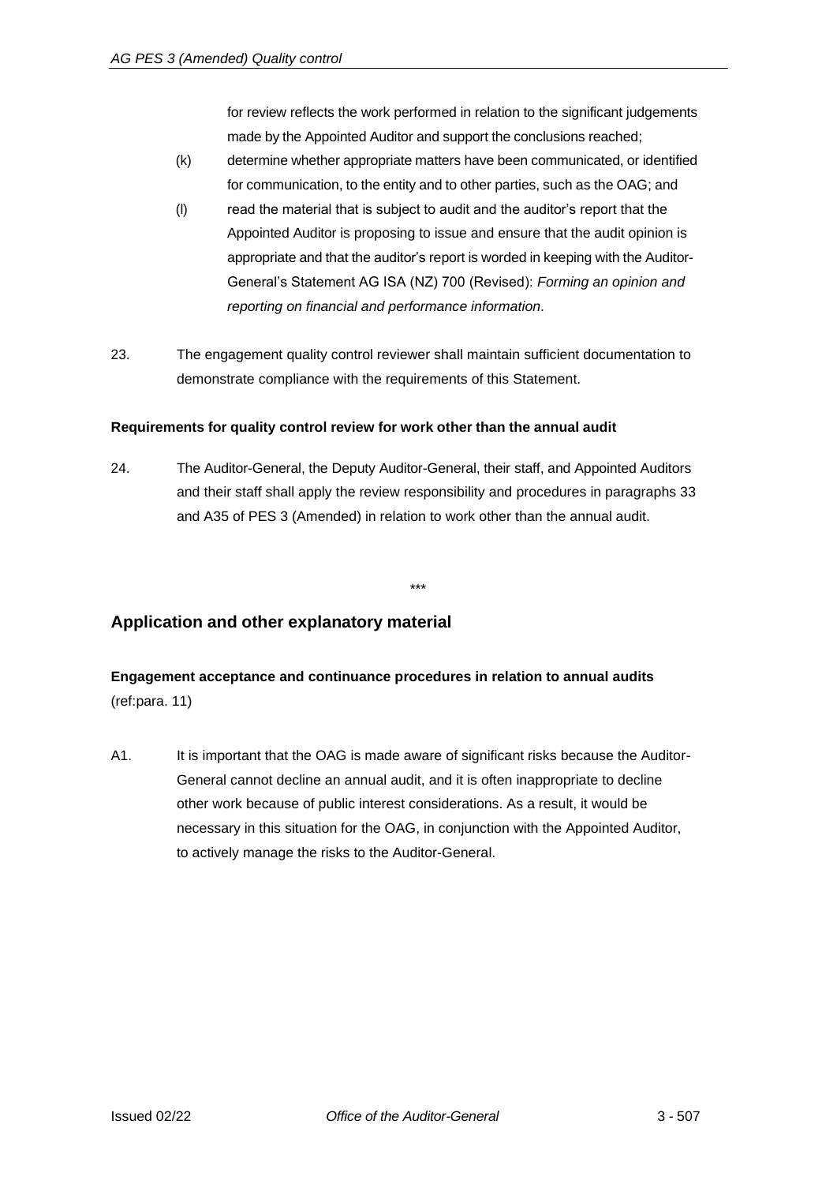for review reflects the work performed in relation to the significant judgements made by the Appointed Auditor and support the conclusions reached;

(k) determine whether appropriate matters have been communicated, or identified for communication, to the entity and to other parties, such as the OAG; and

(l) read the material that is subject to audit and the auditor's report that the Appointed Auditor is proposing to issue and ensure that the audit opinion is appropriate and that the auditor's report is worded in keeping with the Auditor-General's Statement AG ISA (NZ) 700 (Revised): *Forming an opinion and reporting on financial and performance information*.

23. The engagement quality control reviewer shall maintain sufficient documentation to demonstrate compliance with the requirements of this Statement.

**Requirements for quality control review for work other than the annual audit**

24. The Auditor-General, the Deputy Auditor-General, their staff, and Appointed Auditors and their staff shall apply the review responsibility and procedures in paragraphs 33 and A35 of PES 3 (Amended) in relation to work other than the annual audit.

\*\*\*

## Application and other explanatory material

**Engagement acceptance and continuance procedures in relation to annual audits** (ref:para. 11)

A1. It is important that the OAG is made aware of significant risks because the Auditor-General cannot decline an annual audit, and it is often inappropriate to decline other work because of public interest considerations. As a result, it would be necessary in this situation for the OAG, in conjunction with the Appointed Auditor, to actively manage the risks to the Auditor-General.